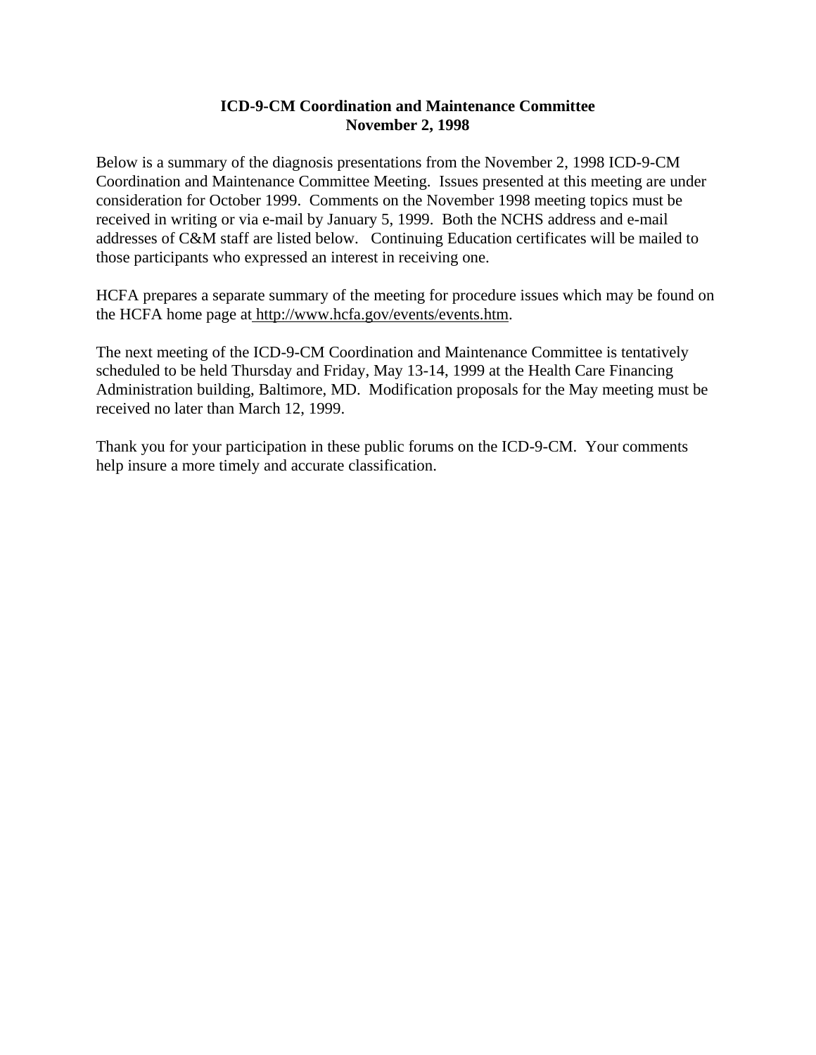# ICD-9-CM Coordination and Maintenance Committee
## November 2, 1998

Below is a summary of the diagnosis presentations from the November 2, 1998 ICD-9-CM Coordination and Maintenance Committee Meeting. Issues presented at this meeting are under consideration for October 1999. Comments on the November 1998 meeting topics must be received in writing or via e-mail by January 5, 1999. Both the NCHS address and e-mail addresses of C&M staff are listed below. Continuing Education certificates will be mailed to those participants who expressed an interest in receiving one.

HCFA prepares a separate summary of the meeting for procedure issues which may be found on the HCFA home page at http://www.hcfa.gov/events/events.htm.

The next meeting of the ICD-9-CM Coordination and Maintenance Committee is tentatively scheduled to be held Thursday and Friday, May 13-14, 1999 at the Health Care Financing Administration building, Baltimore, MD. Modification proposals for the May meeting must be received no later than March 12, 1999.

Thank you for your participation in these public forums on the ICD-9-CM. Your comments help insure a more timely and accurate classification.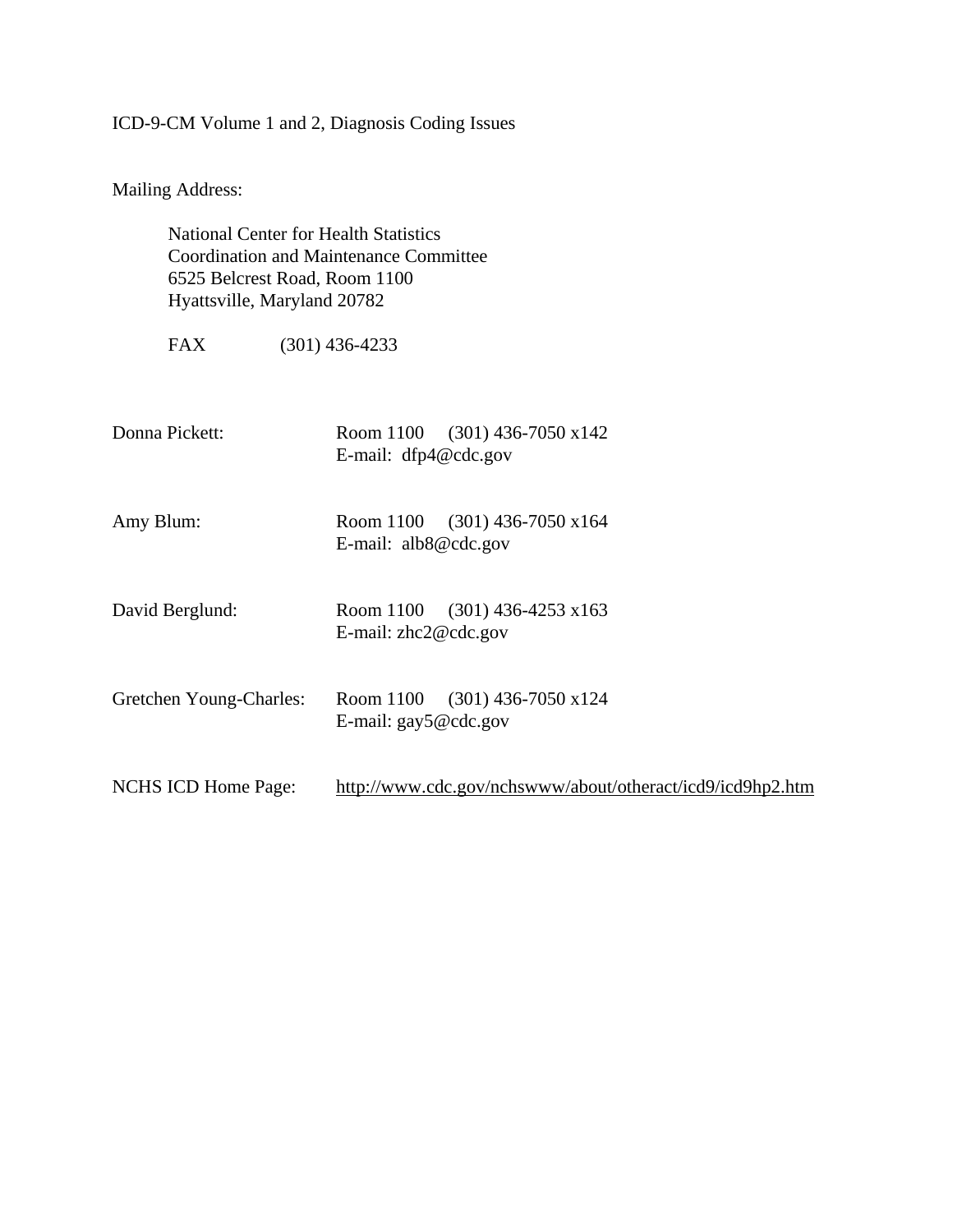ICD-9-CM Volume 1 and 2, Diagnosis Coding Issues

Mailing Address:

> National Center for Health Statistics
> Coordination and Maintenance Committee
> 6525 Belcrest Road, Room 1100
> Hyattsville, Maryland 20782
>
> FAX (301) 436-4233

Donna Pickett: Room 1100 (301) 436-7050 x142
E-mail: dfp4@cdc.gov

Amy Blum: Room 1100 (301) 436-7050 x164
E-mail: alb8@cdc.gov

David Berglund: Room 1100 (301) 436-4253 x163
E-mail: zhc2@cdc.gov

Gretchen Young-Charles: Room 1100 (301) 436-7050 x124
E-mail: gay5@cdc.gov

NCHS ICD Home Page: http://www.cdc.gov/nchswww/about/otheract/icd9/icd9hp2.htm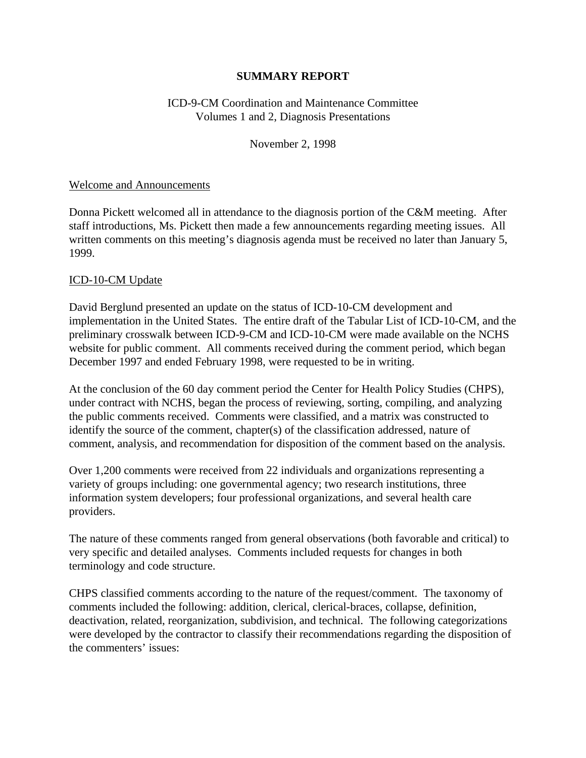**SUMMARY REPORT**

ICD-9-CM Coordination and Maintenance Committee
Volumes 1 and 2, Diagnosis Presentations

November 2, 1998

Welcome and Announcements

Donna Pickett welcomed all in attendance to the diagnosis portion of the C&M meeting. After staff introductions, Ms. Pickett then made a few announcements regarding meeting issues. All written comments on this meeting's diagnosis agenda must be received no later than January 5, 1999.

ICD-10-CM Update

David Berglund presented an update on the status of ICD-10-CM development and implementation in the United States. The entire draft of the Tabular List of ICD-10-CM, and the preliminary crosswalk between ICD-9-CM and ICD-10-CM were made available on the NCHS website for public comment. All comments received during the comment period, which began December 1997 and ended February 1998, were requested to be in writing.

At the conclusion of the 60 day comment period the Center for Health Policy Studies (CHPS), under contract with NCHS, began the process of reviewing, sorting, compiling, and analyzing the public comments received. Comments were classified, and a matrix was constructed to identify the source of the comment, chapter(s) of the classification addressed, nature of comment, analysis, and recommendation for disposition of the comment based on the analysis.

Over 1,200 comments were received from 22 individuals and organizations representing a variety of groups including: one governmental agency; two research institutions, three information system developers; four professional organizations, and several health care providers.

The nature of these comments ranged from general observations (both favorable and critical) to very specific and detailed analyses. Comments included requests for changes in both terminology and code structure.

CHPS classified comments according to the nature of the request/comment. The taxonomy of comments included the following: addition, clerical, clerical-braces, collapse, definition, deactivation, related, reorganization, subdivision, and technical. The following categorizations were developed by the contractor to classify their recommendations regarding the disposition of the commenters' issues: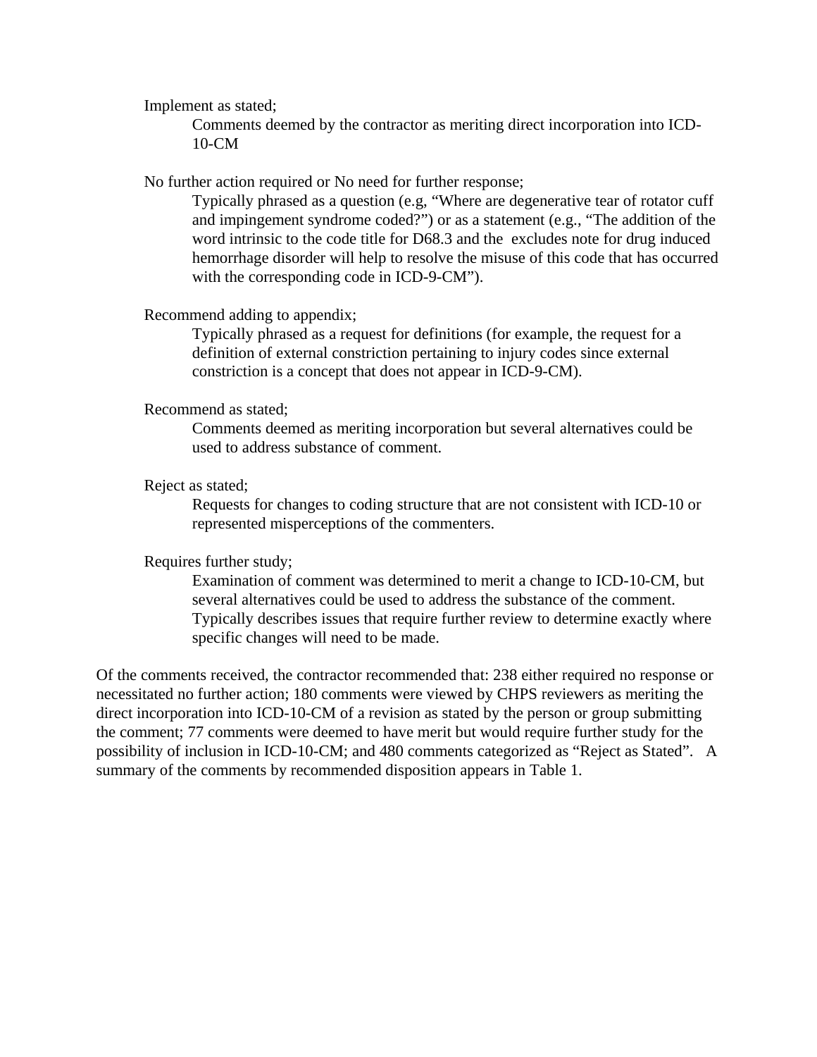Implement as stated;

Comments deemed by the contractor as meriting direct incorporation into ICD-10-CM

No further action required or No need for further response;

Typically phrased as a question (e.g, "Where are degenerative tear of rotator cuff and impingement syndrome coded?") or as a statement (e.g., "The addition of the word intrinsic to the code title for D68.3 and the excludes note for drug induced hemorrhage disorder will help to resolve the misuse of this code that has occurred with the corresponding code in ICD-9-CM").

Recommend adding to appendix;

Typically phrased as a request for definitions (for example, the request for a definition of external constriction pertaining to injury codes since external constriction is a concept that does not appear in ICD-9-CM).

Recommend as stated;

Comments deemed as meriting incorporation but several alternatives could be used to address substance of comment.

Reject as stated;

Requests for changes to coding structure that are not consistent with ICD-10 or represented misperceptions of the commenters.

Requires further study;

Examination of comment was determined to merit a change to ICD-10-CM, but several alternatives could be used to address the substance of the comment. Typically describes issues that require further review to determine exactly where specific changes will need to be made.

Of the comments received, the contractor recommended that: 238 either required no response or necessitated no further action; 180 comments were viewed by CHPS reviewers as meriting the direct incorporation into ICD-10-CM of a revision as stated by the person or group submitting the comment; 77 comments were deemed to have merit but would require further study for the possibility of inclusion in ICD-10-CM; and 480 comments categorized as "Reject as Stated". A summary of the comments by recommended disposition appears in Table 1.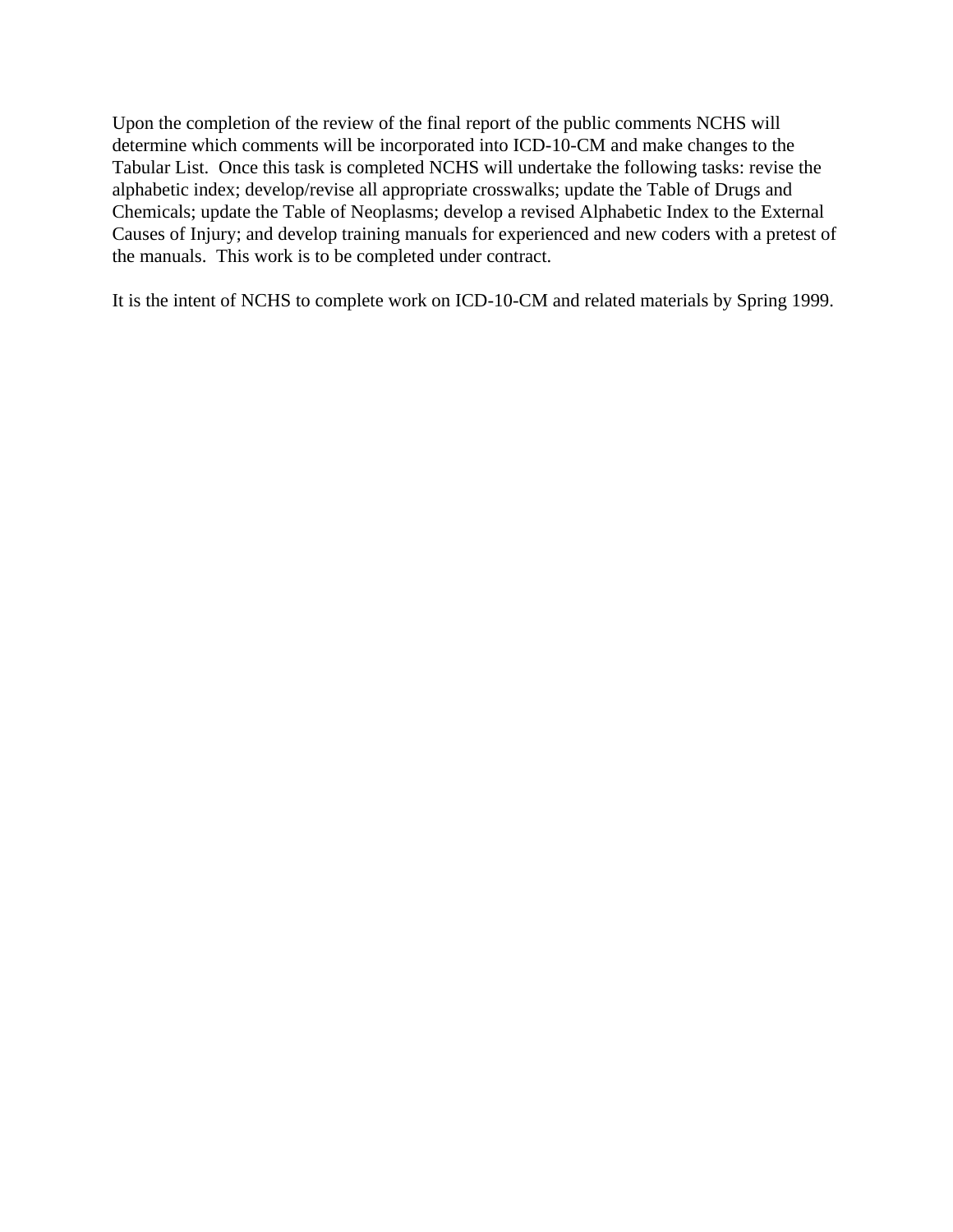Upon the completion of the review of the final report of the public comments NCHS will determine which comments will be incorporated into ICD-10-CM and make changes to the Tabular List. Once this task is completed NCHS will undertake the following tasks: revise the alphabetic index; develop/revise all appropriate crosswalks; update the Table of Drugs and Chemicals; update the Table of Neoplasms; develop a revised Alphabetic Index to the External Causes of Injury; and develop training manuals for experienced and new coders with a pretest of the manuals. This work is to be completed under contract.

It is the intent of NCHS to complete work on ICD-10-CM and related materials by Spring 1999.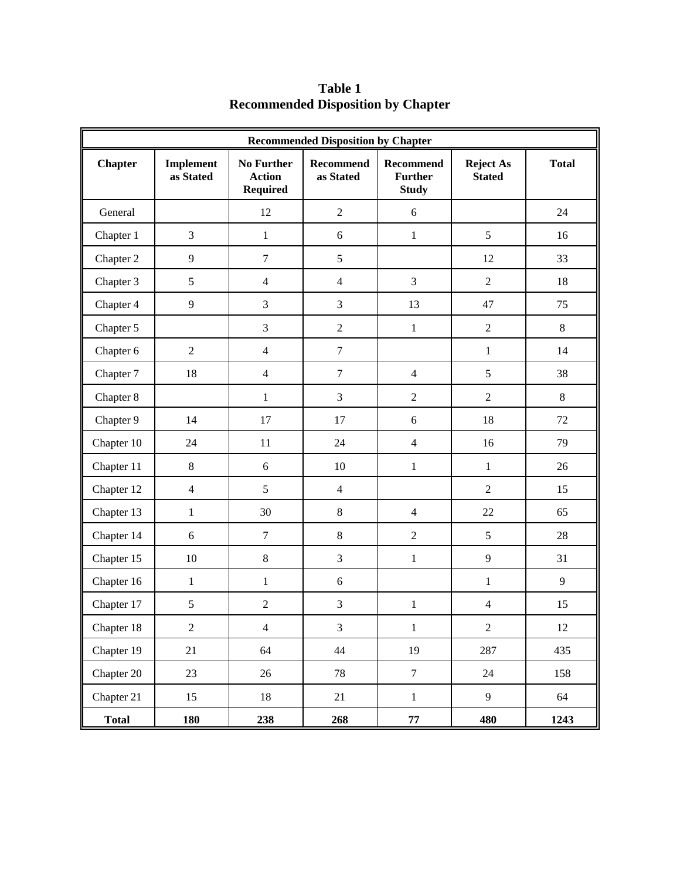**Table 1**
**Recommended Disposition by Chapter**

| Recommended Disposition by Chapter | | | | | | |
|---|---|---|---|---|---|---|
| **Chapter** | **Implement as Stated** | **No Further Action Required** | **Recommend as Stated** | **Recommend Further Study** | **Reject As Stated** | **Total** |
| General | | 12 | 2 | 6 | | 24 |
| Chapter 1 | 3 | 1 | 6 | 1 | 5 | 16 |
| Chapter 2 | 9 | 7 | 5 | | 12 | 33 |
| Chapter 3 | 5 | 4 | 4 | 3 | 2 | 18 |
| Chapter 4 | 9 | 3 | 3 | 13 | 47 | 75 |
| Chapter 5 | | 3 | 2 | 1 | 2 | 8 |
| Chapter 6 | 2 | 4 | 7 | | 1 | 14 |
| Chapter 7 | 18 | 4 | 7 | 4 | 5 | 38 |
| Chapter 8 | | 1 | 3 | 2 | 2 | 8 |
| Chapter 9 | 14 | 17 | 17 | 6 | 18 | 72 |
| Chapter 10 | 24 | 11 | 24 | 4 | 16 | 79 |
| Chapter 11 | 8 | 6 | 10 | 1 | 1 | 26 |
| Chapter 12 | 4 | 5 | 4 | | 2 | 15 |
| Chapter 13 | 1 | 30 | 8 | 4 | 22 | 65 |
| Chapter 14 | 6 | 7 | 8 | 2 | 5 | 28 |
| Chapter 15 | 10 | 8 | 3 | 1 | 9 | 31 |
| Chapter 16 | 1 | 1 | 6 | | 1 | 9 |
| Chapter 17 | 5 | 2 | 3 | 1 | 4 | 15 |
| Chapter 18 | 2 | 4 | 3 | 1 | 2 | 12 |
| Chapter 19 | 21 | 64 | 44 | 19 | 287 | 435 |
| Chapter 20 | 23 | 26 | 78 | 7 | 24 | 158 |
| Chapter 21 | 15 | 18 | 21 | 1 | 9 | 64 |
| **Total** | **180** | **238** | **268** | **77** | **480** | **1243** |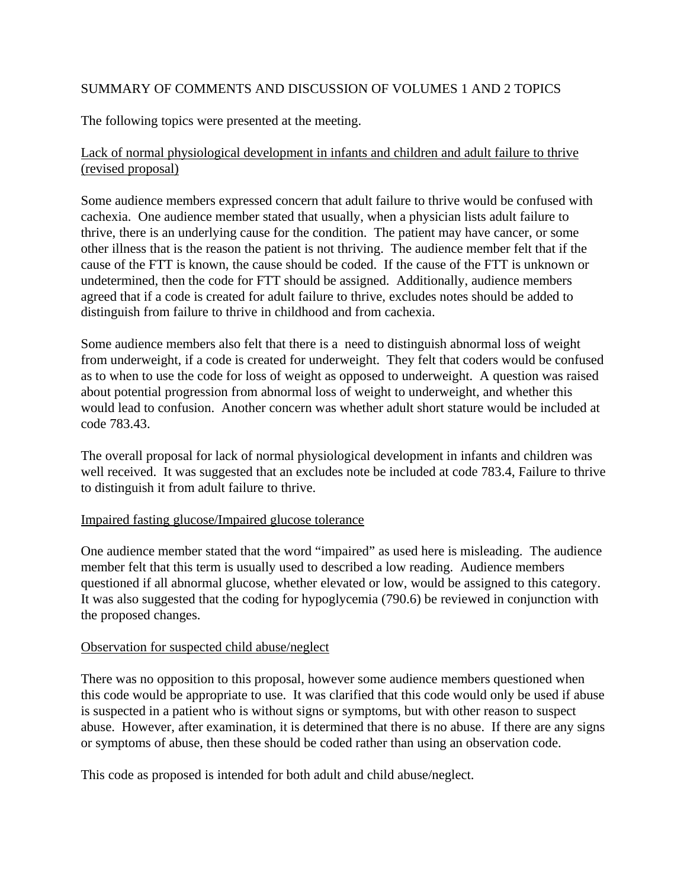SUMMARY OF COMMENTS AND DISCUSSION OF VOLUMES 1 AND 2 TOPICS

The following topics were presented at the meeting.

<u>Lack of normal physiological development in infants and children and adult failure to thrive (revised proposal)</u>

Some audience members expressed concern that adult failure to thrive would be confused with cachexia. One audience member stated that usually, when a physician lists adult failure to thrive, there is an underlying cause for the condition. The patient may have cancer, or some other illness that is the reason the patient is not thriving. The audience member felt that if the cause of the FTT is known, the cause should be coded. If the cause of the FTT is unknown or undetermined, then the code for FTT should be assigned. Additionally, audience members agreed that if a code is created for adult failure to thrive, excludes notes should be added to distinguish from failure to thrive in childhood and from cachexia.

Some audience members also felt that there is a need to distinguish abnormal loss of weight from underweight, if a code is created for underweight. They felt that coders would be confused as to when to use the code for loss of weight as opposed to underweight. A question was raised about potential progression from abnormal loss of weight to underweight, and whether this would lead to confusion. Another concern was whether adult short stature would be included at code 783.43.

The overall proposal for lack of normal physiological development in infants and children was well received. It was suggested that an excludes note be included at code 783.4, Failure to thrive to distinguish it from adult failure to thrive.

<u>Impaired fasting glucose/Impaired glucose tolerance</u>

One audience member stated that the word "impaired" as used here is misleading. The audience member felt that this term is usually used to described a low reading. Audience members questioned if all abnormal glucose, whether elevated or low, would be assigned to this category. It was also suggested that the coding for hypoglycemia (790.6) be reviewed in conjunction with the proposed changes.

<u>Observation for suspected child abuse/neglect</u>

There was no opposition to this proposal, however some audience members questioned when this code would be appropriate to use. It was clarified that this code would only be used if abuse is suspected in a patient who is without signs or symptoms, but with other reason to suspect abuse. However, after examination, it is determined that there is no abuse. If there are any signs or symptoms of abuse, then these should be coded rather than using an observation code.

This code as proposed is intended for both adult and child abuse/neglect.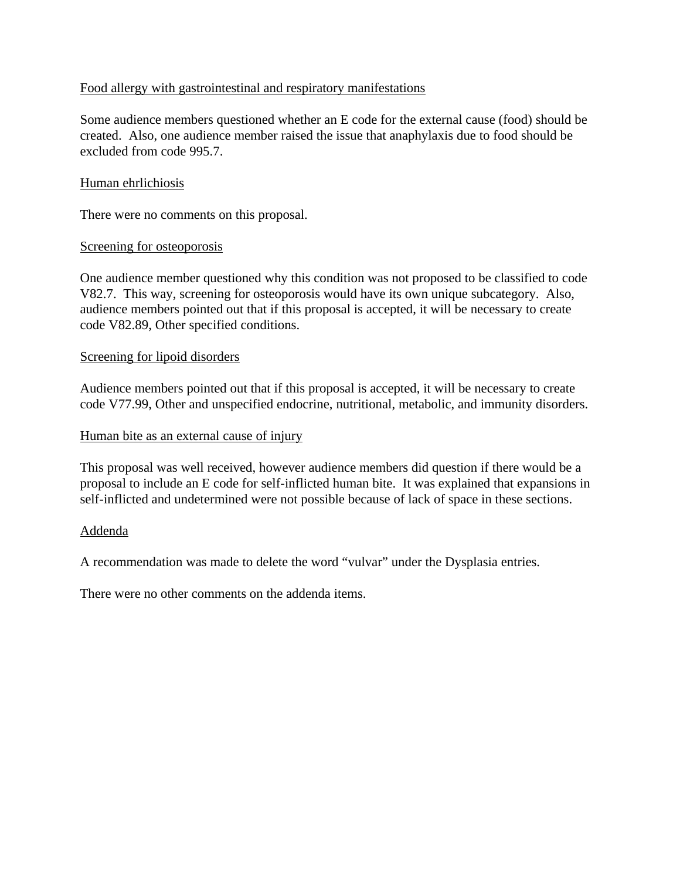<u>Food allergy with gastrointestinal and respiratory manifestations</u>

Some audience members questioned whether an E code for the external cause (food) should be created. Also, one audience member raised the issue that anaphylaxis due to food should be excluded from code 995.7.

<u>Human ehrlichiosis</u>

There were no comments on this proposal.

<u>Screening for osteoporosis</u>

One audience member questioned why this condition was not proposed to be classified to code V82.7. This way, screening for osteoporosis would have its own unique subcategory. Also, audience members pointed out that if this proposal is accepted, it will be necessary to create code V82.89, Other specified conditions.

<u>Screening for lipoid disorders</u>

Audience members pointed out that if this proposal is accepted, it will be necessary to create code V77.99, Other and unspecified endocrine, nutritional, metabolic, and immunity disorders.

<u>Human bite as an external cause of injury</u>

This proposal was well received, however audience members did question if there would be a proposal to include an E code for self-inflicted human bite. It was explained that expansions in self-inflicted and undetermined were not possible because of lack of space in these sections.

<u>Addenda</u>

A recommendation was made to delete the word "vulvar" under the Dysplasia entries.

There were no other comments on the addenda items.